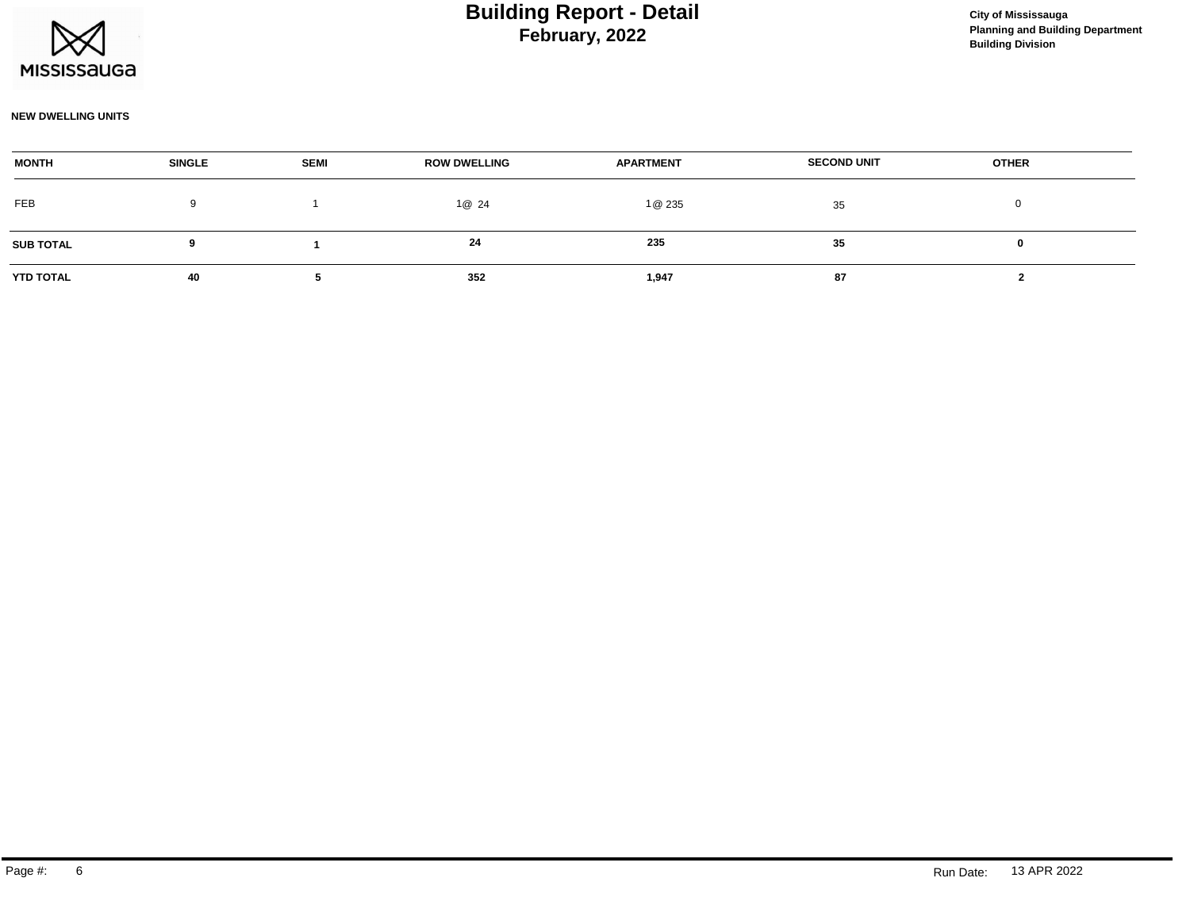# Building Report - Detail
## February, 2022

City of Mississauga
Planning and Building Department
Building Division

**NEW DWELLING UNITS**

| MONTH | SINGLE | SEMI | ROW DWELLING | APARTMENT | SECOND UNIT | OTHER |
|---|---|---|---|---|---|---|
| FEB | 9 | 1 | 1@ 24 | 1@ 235 | 35 | 0 |
| **SUB TOTAL** | **9** | **1** | **24** | **235** | **35** | **0** |
| **YTD TOTAL** | **40** | **5** | **352** | **1,947** | **87** | **2** |

Run Date: 13 APR 2022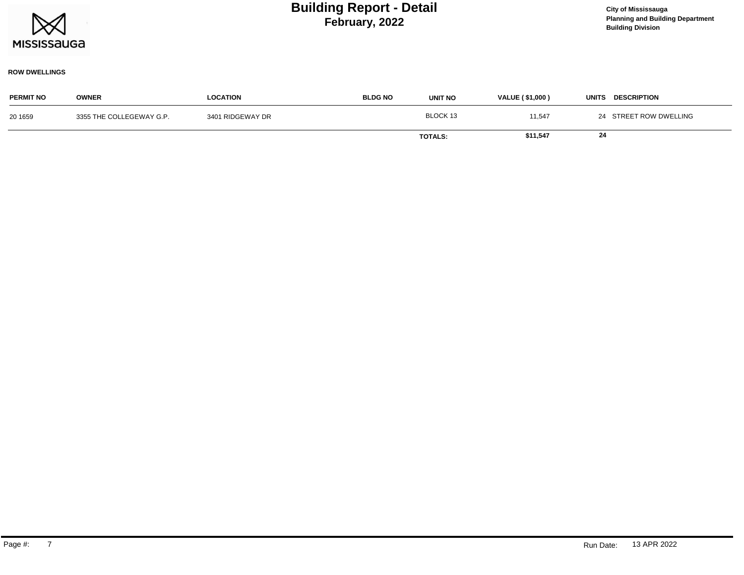# Building Report - Detail
## February, 2022

City of Mississauga
Planning and Building Department
Building Division

**ROW DWELLINGS**

| PERMIT NO | OWNER | LOCATION | BLDG NO | UNIT NO | VALUE ( $1,000 ) | UNITS | DESCRIPTION |
|---|---|---|---|---|---|---|---|
| 20 1659 | 3355 THE COLLEGEWAY G.P. | 3401 RIDGEWAY DR | | BLOCK 13 | 11,547 | 24 | STREET ROW DWELLING |
| | | | | **TOTALS:** | **$11,547** | **24** | |

Run Date: 13 APR 2022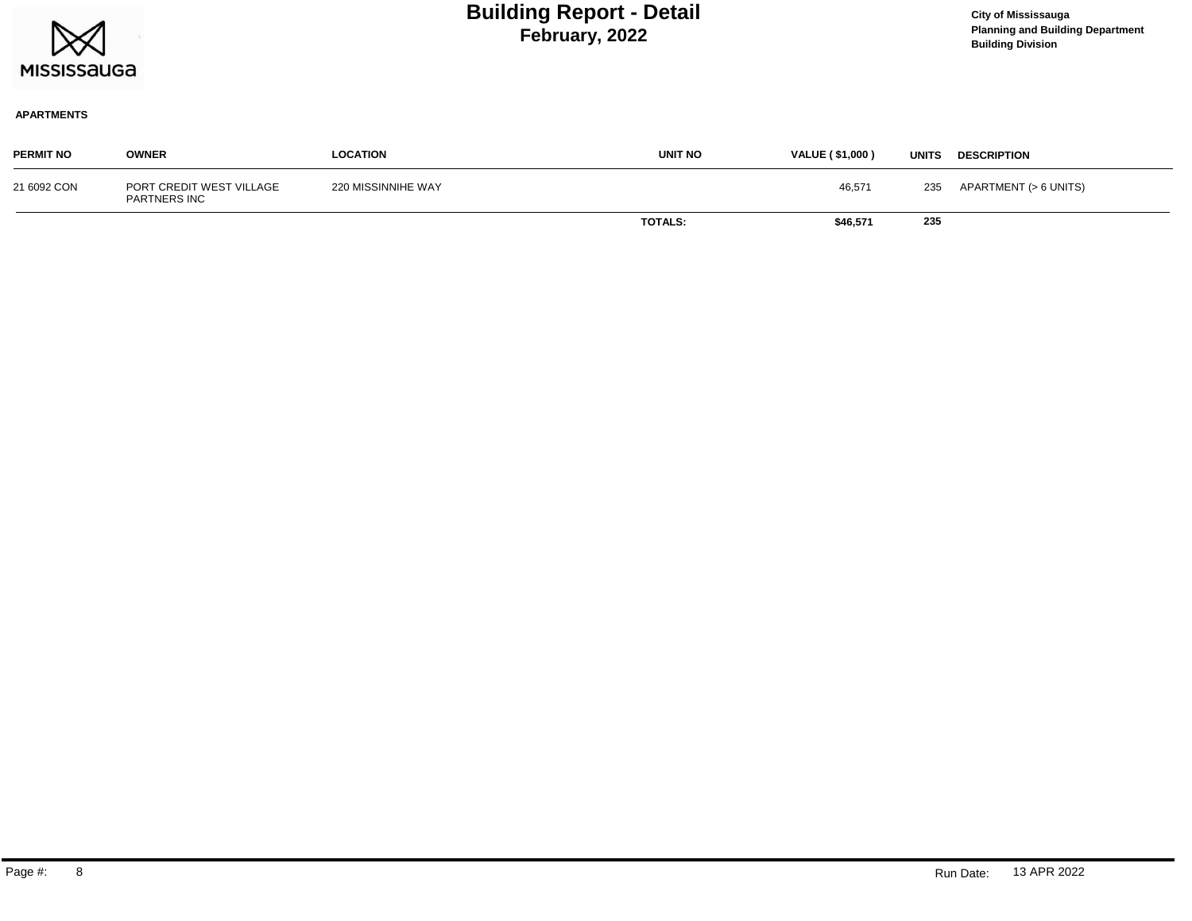# Building Report - Detail

## February, 2022

City of Mississauga
Planning and Building Department
Building Division

**APARTMENTS**

| PERMIT NO | OWNER | LOCATION | UNIT NO | VALUE ( $1,000 ) | UNITS | DESCRIPTION |
|---|---|---|---|---|---|---|
| 21 6092 CON | PORT CREDIT WEST VILLAGE PARTNERS INC | 220 MISSINNIHE WAY | | 46,571 | 235 | APARTMENT (> 6 UNITS) |
| | | | **TOTALS:** | **$46,571** | **235** | |

Run Date: 13 APR 2022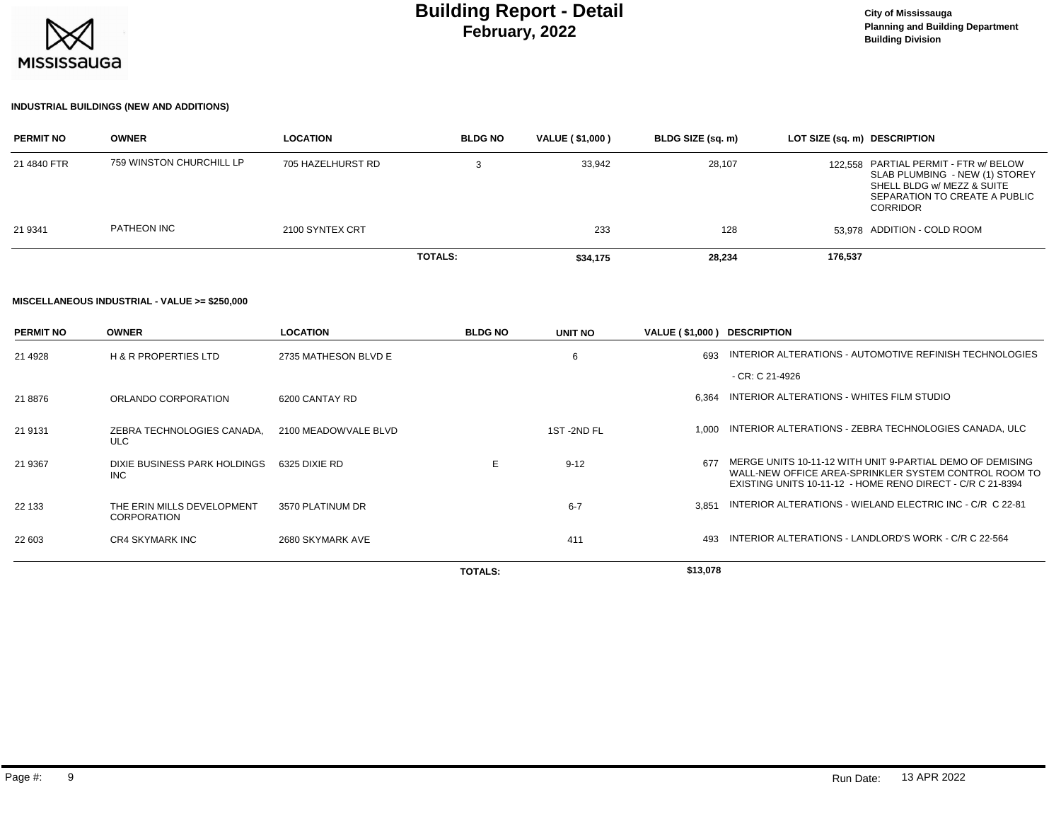# Building Report - Detail

## February, 2022

City of Mississauga
Planning and Building Department
Building Division

### INDUSTRIAL BUILDINGS (NEW AND ADDITIONS)

| PERMIT NO | OWNER | LOCATION | BLDG NO | VALUE ( $1,000 ) | BLDG SIZE (sq. m) | LOT SIZE (sq. m) | DESCRIPTION |
|---|---|---|---|---|---|---|---|
| 21 4840 FTR | 759 WINSTON CHURCHILL LP | 705 HAZELHURST RD | 3 | 33,942 | 28,107 | 122,558 | PARTIAL PERMIT - FTR w/ BELOW SLAB PLUMBING - NEW (1) STOREY SHELL BLDG w/ MEZZ & SUITE SEPARATION TO CREATE A PUBLIC CORRIDOR |
| 21 9341 | PATHEON INC | 2100 SYNTEX CRT | | 233 | 128 | 53,978 | ADDITION - COLD ROOM |
| | | | TOTALS: | $34,175 | 28,234 | 176,537 | |

### MISCELLANEOUS INDUSTRIAL - VALUE >= $250,000

| PERMIT NO | OWNER | LOCATION | BLDG NO | UNIT NO | VALUE ( $1,000 ) | DESCRIPTION |
|---|---|---|---|---|---|---|
| 21 4928 | H & R PROPERTIES LTD | 2735 MATHESON BLVD E | | 6 | 693 | INTERIOR ALTERATIONS - AUTOMOTIVE REFINISH TECHNOLOGIES - CR: C 21-4926 |
| 21 8876 | ORLANDO CORPORATION | 6200 CANTAY RD | | | 6,364 | INTERIOR ALTERATIONS - WHITES FILM STUDIO |
| 21 9131 | ZEBRA TECHNOLOGIES CANADA, ULC | 2100 MEADOWVALE BLVD | | 1ST -2ND FL | 1,000 | INTERIOR ALTERATIONS - ZEBRA TECHNOLOGIES CANADA, ULC |
| 21 9367 | DIXIE BUSINESS PARK HOLDINGS INC | 6325 DIXIE RD | E | 9-12 | 677 | MERGE UNITS 10-11-12 WITH UNIT 9-PARTIAL DEMO OF DEMISING WALL-NEW OFFICE AREA-SPRINKLER SYSTEM CONTROL ROOM TO EXISTING UNITS 10-11-12 - HOME RENO DIRECT - C/R C 21-8394 |
| 22 133 | THE ERIN MILLS DEVELOPMENT CORPORATION | 3570 PLATINUM DR | | 6-7 | 3,851 | INTERIOR ALTERATIONS - WIELAND ELECTRIC INC - C/R C 22-81 |
| 22 603 | CR4 SKYMARK INC | 2680 SKYMARK AVE | | 411 | 493 | INTERIOR ALTERATIONS - LANDLORD'S WORK - C/R C 22-564 |
| | | | TOTALS: | | $13,078 | |

Run Date: 13 APR 2022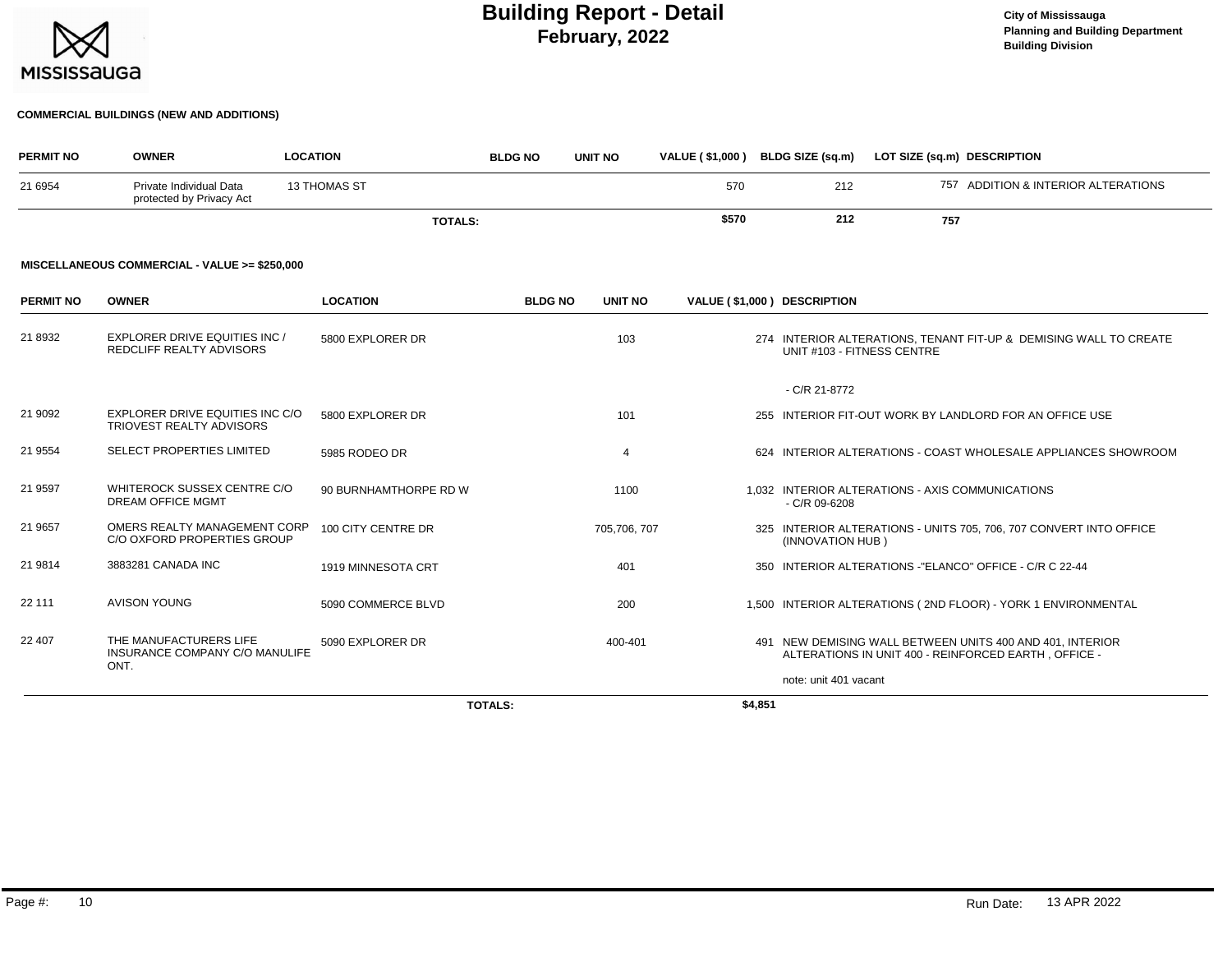# Building Report - Detail

**February, 2022**

**City of Mississauga**
**Planning and Building Department**
**Building Division**

### COMMERCIAL BUILDINGS (NEW AND ADDITIONS)

| PERMIT NO | OWNER | LOCATION | BLDG NO | UNIT NO | VALUE ( $1,000 ) | BLDG SIZE (sq.m) | LOT SIZE (sq.m) | DESCRIPTION |
|---|---|---|---|---|---|---|---|---|
| 21 6954 | Private Individual Data protected by Privacy Act | 13 THOMAS ST | | | 570 | 212 | 757 | ADDITION & INTERIOR ALTERATIONS |
| | | **TOTALS:** | | | **$570** | **212** | **757** | |

### MISCELLANEOUS COMMERCIAL - VALUE >= $250,000

| PERMIT NO | OWNER | LOCATION | BLDG NO | UNIT NO | VALUE ( $1,000 ) | DESCRIPTION |
|---|---|---|---|---|---|---|
| 21 8932 | EXPLORER DRIVE EQUITIES INC / REDCLIFF REALTY ADVISORS | 5800 EXPLORER DR | | 103 | 274 | INTERIOR ALTERATIONS, TENANT FIT-UP & DEMISING WALL TO CREATE UNIT #103 - FITNESS CENTRE - C/R 21-8772 |
| 21 9092 | EXPLORER DRIVE EQUITIES INC C/O TRIOVEST REALTY ADVISORS | 5800 EXPLORER DR | | 101 | 255 | INTERIOR FIT-OUT WORK BY LANDLORD FOR AN OFFICE USE |
| 21 9554 | SELECT PROPERTIES LIMITED | 5985 RODEO DR | | 4 | 624 | INTERIOR ALTERATIONS - COAST WHOLESALE APPLIANCES SHOWROOM |
| 21 9597 | WHITEROCK SUSSEX CENTRE C/O DREAM OFFICE MGMT | 90 BURNHAMTHORPE RD W | | 1100 | 1,032 | INTERIOR ALTERATIONS - AXIS COMMUNICATIONS - C/R 09-6208 |
| 21 9657 | OMERS REALTY MANAGEMENT CORP C/O OXFORD PROPERTIES GROUP | 100 CITY CENTRE DR | | 705,706, 707 | 325 | INTERIOR ALTERATIONS - UNITS 705, 706, 707 CONVERT INTO OFFICE (INNOVATION HUB ) |
| 21 9814 | 3883281 CANADA INC | 1919 MINNESOTA CRT | | 401 | 350 | INTERIOR ALTERATIONS -"ELANCO" OFFICE - C/R C 22-44 |
| 22 111 | AVISON YOUNG | 5090 COMMERCE BLVD | | 200 | 1,500 | INTERIOR ALTERATIONS ( 2ND FLOOR) - YORK 1 ENVIRONMENTAL |
| 22 407 | THE MANUFACTURERS LIFE INSURANCE COMPANY C/O MANULIFE ONT. | 5090 EXPLORER DR | | 400-401 | 491 | NEW DEMISING WALL BETWEEN UNITS 400 AND 401, INTERIOR ALTERATIONS IN UNIT 400 - REINFORCED EARTH , OFFICE - note: unit 401 vacant |
| | | **TOTALS:** | | | **$4,851** | |

Run Date: 13 APR 2022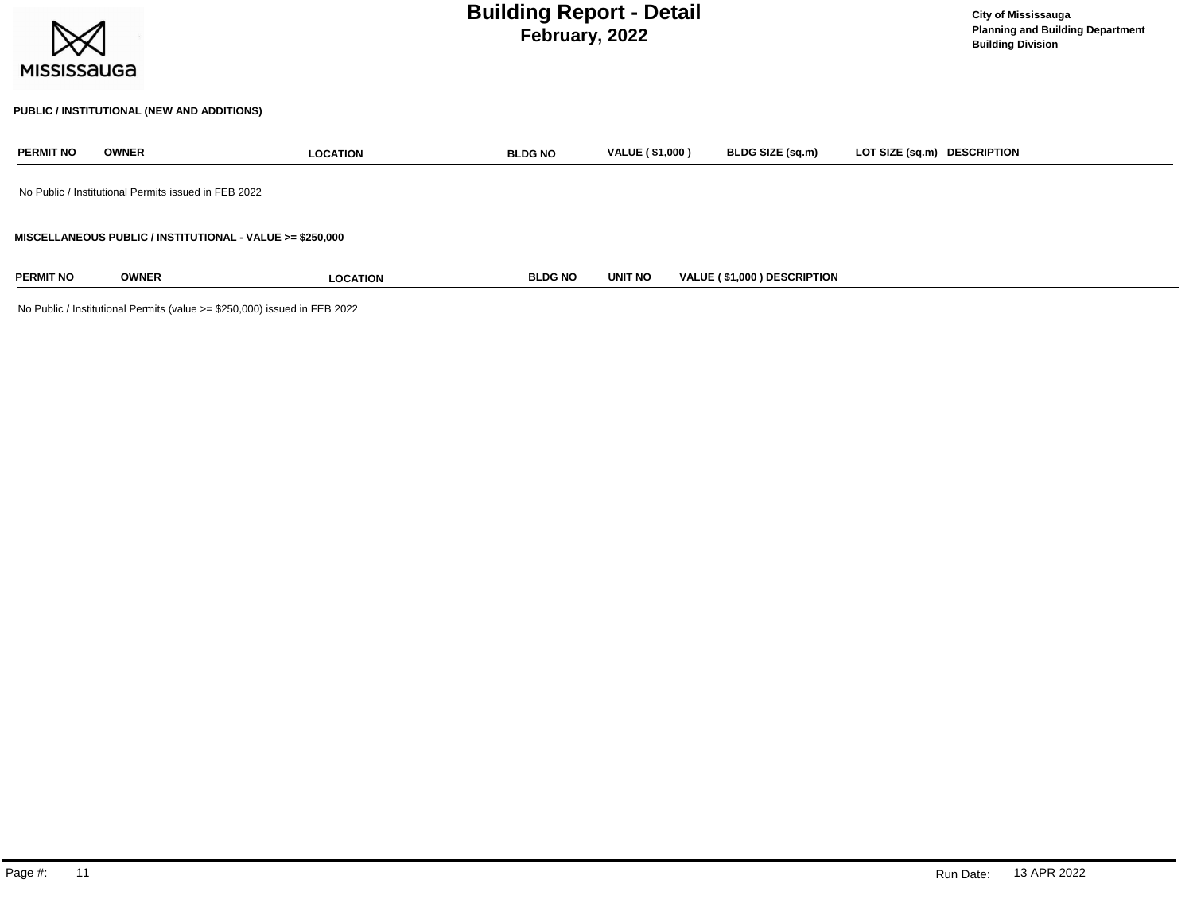## PUBLIC / INSTITUTIONAL (NEW AND ADDITIONS)

| PERMIT NO | OWNER | LOCATION | BLDG NO | VALUE ( $1,000 ) | BLDG SIZE (sq.m) | LOT SIZE (sq.m) | DESCRIPTION |
|---|---|---|---|---|---|---|---|

No Public / Institutional Permits issued in FEB 2022

## MISCELLANEOUS PUBLIC / INSTITUTIONAL - VALUE >= $250,000

| PERMIT NO | OWNER | LOCATION | BLDG NO | UNIT NO | VALUE ( $1,000 ) | DESCRIPTION |
|---|---|---|---|---|---|---|

No Public / Institutional Permits (value >= $250,000) issued in FEB 2022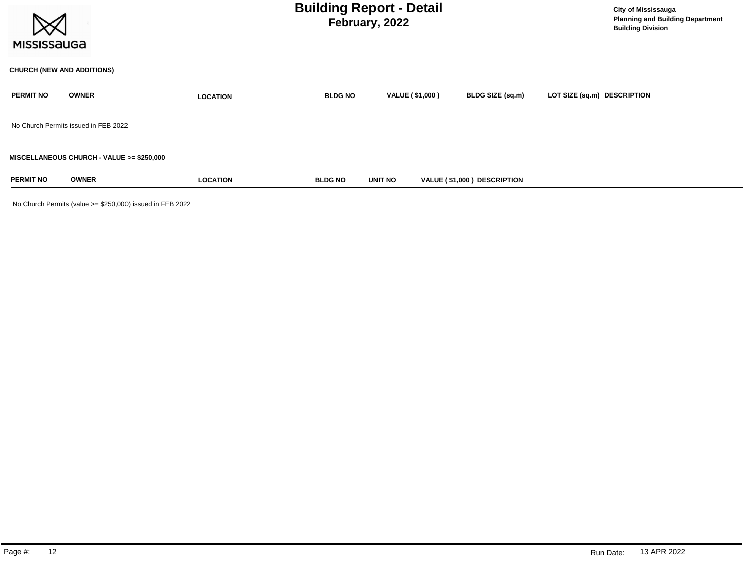# Building Report - Detail
## February, 2022

City of Mississauga
Planning and Building Department
Building Division

### CHURCH (NEW AND ADDITIONS)

| PERMIT NO | OWNER | LOCATION | BLDG NO | VALUE ( $1,000 ) | BLDG SIZE (sq.m) | LOT SIZE (sq.m) | DESCRIPTION |
|---|---|---|---|---|---|---|---|

No Church Permits issued in FEB 2022

### MISCELLANEOUS CHURCH - VALUE >= $250,000

| PERMIT NO | OWNER | LOCATION | BLDG NO | UNIT NO | VALUE ( $1,000 ) | DESCRIPTION |
|---|---|---|---|---|---|---|

No Church Permits (value >= $250,000) issued in FEB 2022

Run Date: 13 APR 2022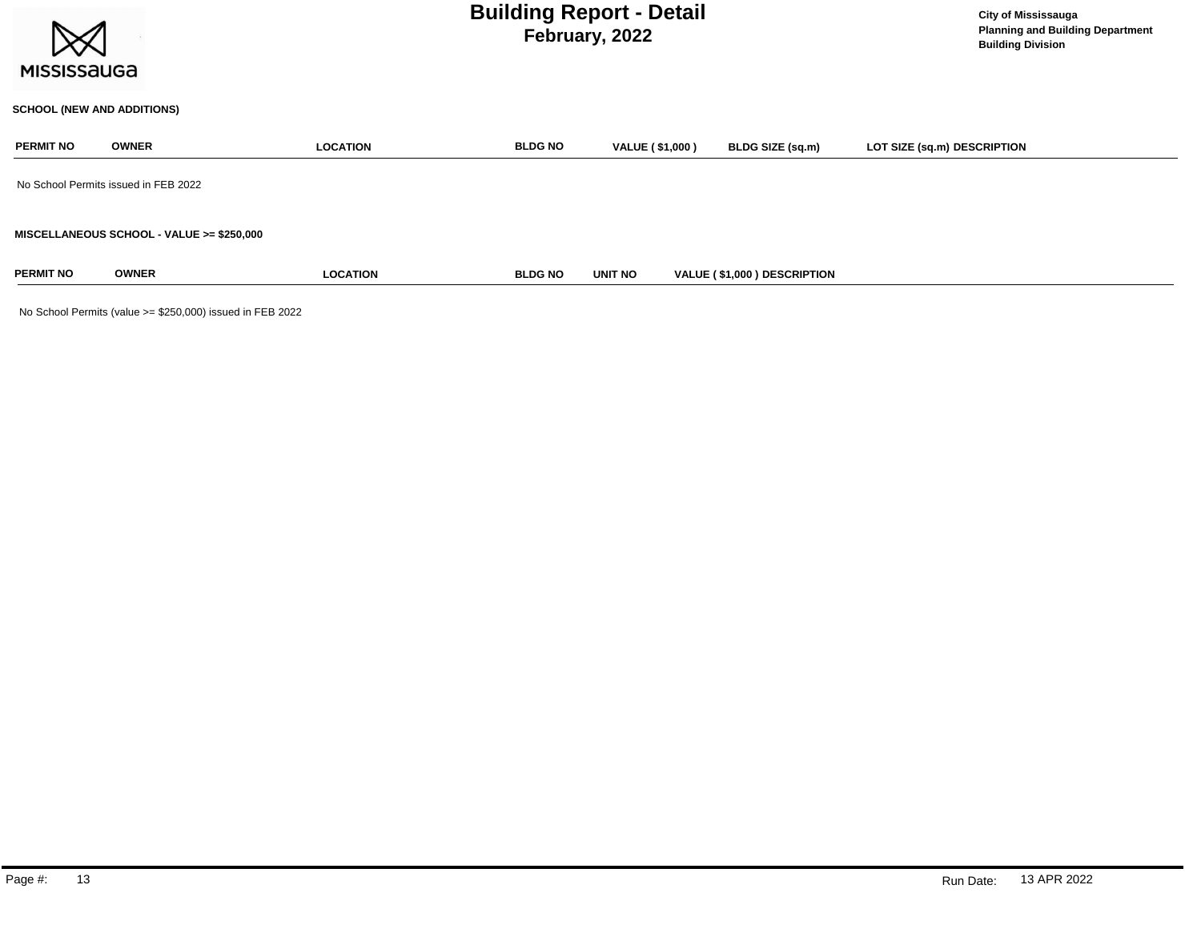# Building Report - Detail

## February, 2022

City of Mississauga
Planning and Building Department
Building Division

### SCHOOL (NEW AND ADDITIONS)

| PERMIT NO | OWNER | LOCATION | BLDG NO | VALUE ( $1,000 ) | BLDG SIZE (sq.m) | LOT SIZE (sq.m) | DESCRIPTION |
|---|---|---|---|---|---|---|---|

No School Permits issued in FEB 2022

### MISCELLANEOUS SCHOOL - VALUE >= $250,000

| PERMIT NO | OWNER | LOCATION | BLDG NO | UNIT NO | VALUE ( $1,000 ) | DESCRIPTION |
|---|---|---|---|---|---|---|

No School Permits (value >= $250,000) issued in FEB 2022

Run Date: 13 APR 2022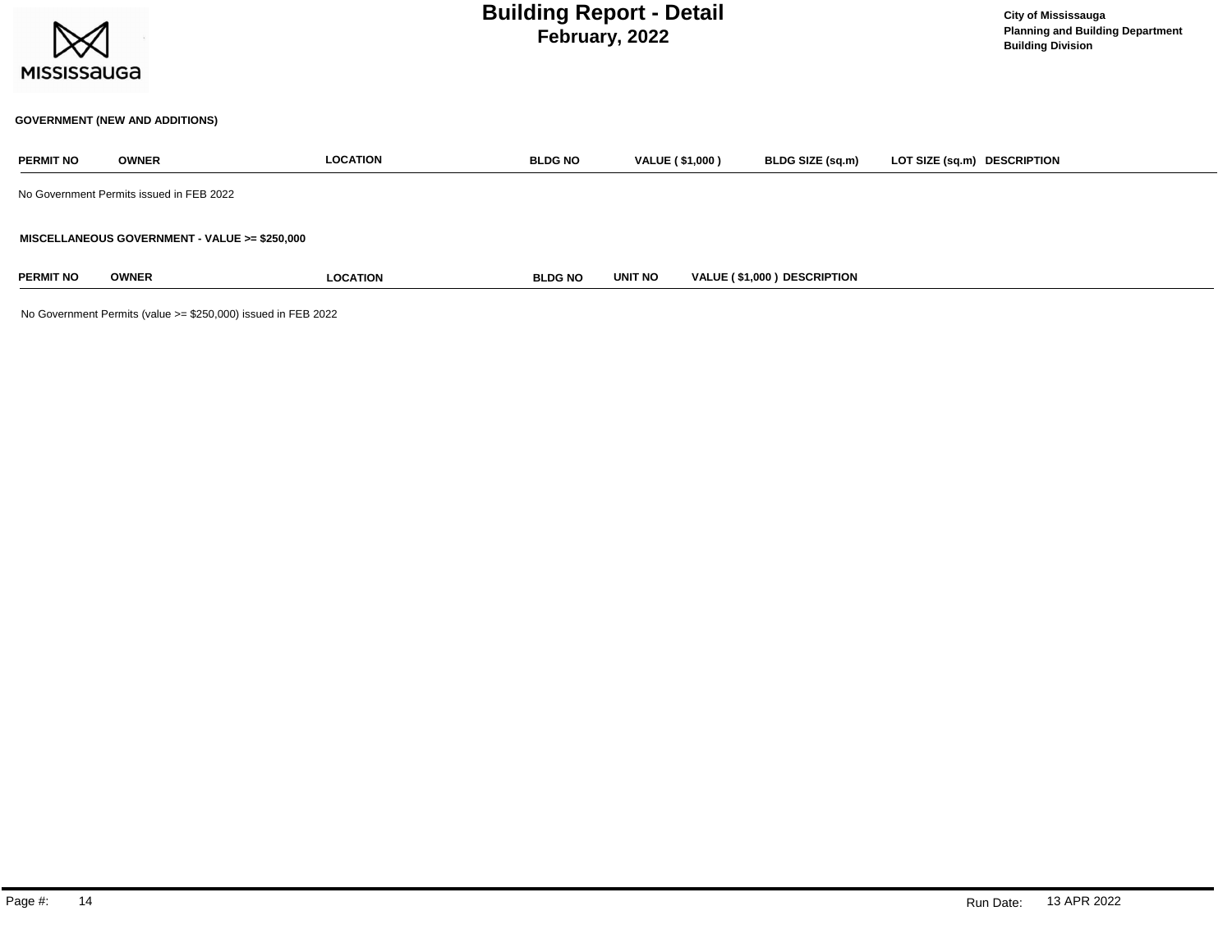# Building Report - Detail
## February, 2022

City of Mississauga
Planning and Building Department
Building Division

**GOVERNMENT (NEW AND ADDITIONS)**

| PERMIT NO | OWNER | LOCATION | BLDG NO | VALUE ( $1,000 ) | BLDG SIZE (sq.m) | LOT SIZE (sq.m) | DESCRIPTION |
|---|---|---|---|---|---|---|---|

No Government Permits issued in FEB 2022

**MISCELLANEOUS GOVERNMENT - VALUE >= $250,000**

| PERMIT NO | OWNER | LOCATION | BLDG NO | UNIT NO | VALUE ( $1,000 ) | DESCRIPTION |
|---|---|---|---|---|---|---|

No Government Permits (value >= $250,000) issued in FEB 2022

Run Date: 13 APR 2022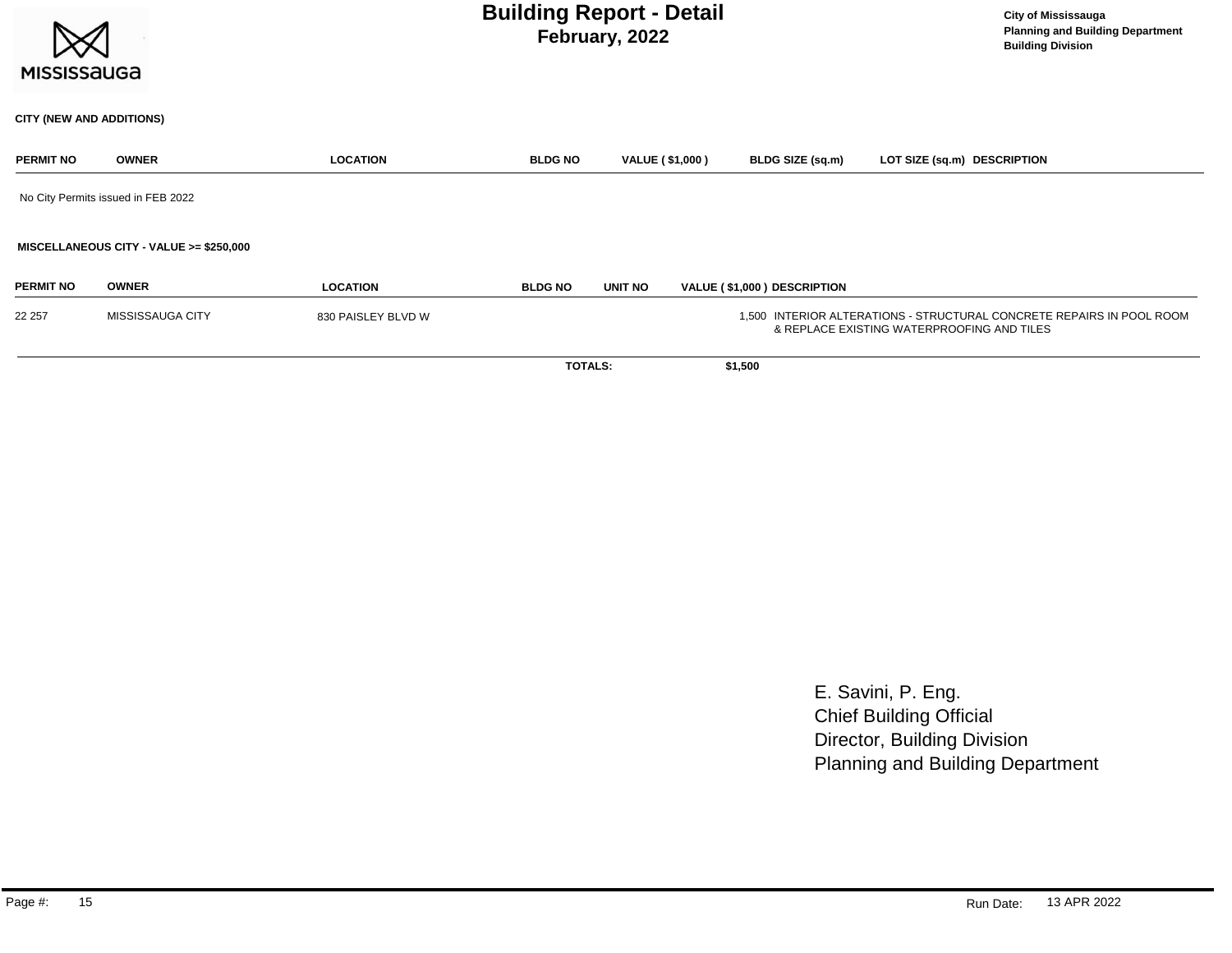# Building Report - Detail

## February, 2022

City of Mississauga
Planning and Building Department
Building Division

**CITY (NEW AND ADDITIONS)**

| PERMIT NO | OWNER | LOCATION | BLDG NO | VALUE ( $1,000 ) | BLDG SIZE (sq.m) | LOT SIZE (sq.m) | DESCRIPTION |
|---|---|---|---|---|---|---|---|

No City Permits issued in FEB 2022

**MISCELLANEOUS CITY - VALUE >= $250,000**

| PERMIT NO | OWNER | LOCATION | BLDG NO | UNIT NO | VALUE ( $1,000 ) | DESCRIPTION |
|---|---|---|---|---|---|---|
| 22 257 | MISSISSAUGA CITY | 830 PAISLEY BLVD W | | | 1,500 | INTERIOR ALTERATIONS - STRUCTURAL CONCRETE REPAIRS IN POOL ROOM & REPLACE EXISTING WATERPROOFING AND TILES |
| | | | TOTALS: | | $1,500 | |

E. Savini, P. Eng.
Chief Building Official
Director, Building Division
Planning and Building Department

Run Date: 13 APR 2022